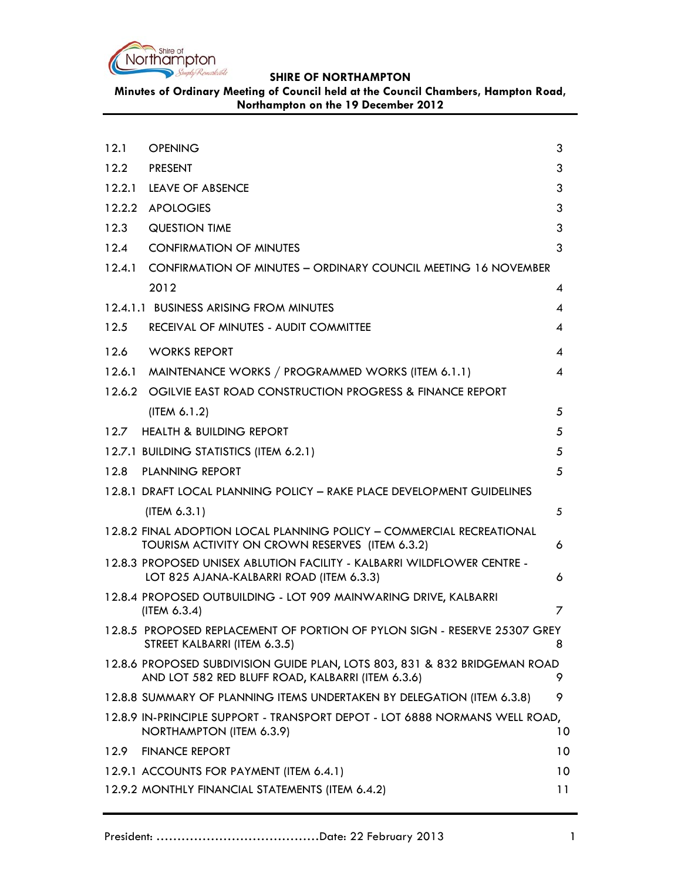**SHIRE OF NORTHAMPTON**

**Minutes of Ordinary Meeting of Council held at the Council Chambers, Hampton Road, Northampton on the 19 December 2012**

| | | |
|---|---|---|
| 12.1 | OPENING | 3 |
| 12.2 | PRESENT | 3 |
| 12.2.1 | LEAVE OF ABSENCE | 3 |
| 12.2.2 | APOLOGIES | 3 |
| 12.3 | QUESTION TIME | 3 |
| 12.4 | CONFIRMATION OF MINUTES | 3 |
| 12.4.1 | CONFIRMATION OF MINUTES – ORDINARY COUNCIL MEETING 16 NOVEMBER 2012 | 4 |
| 12.4.1.1 | BUSINESS ARISING FROM MINUTES | 4 |
| 12.5 | RECEIVAL OF MINUTES - AUDIT COMMITTEE | 4 |
| 12.6 | WORKS REPORT | 4 |
| 12.6.1 | MAINTENANCE WORKS / PROGRAMMED WORKS (ITEM 6.1.1) | 4 |
| 12.6.2 | OGILVIE EAST ROAD CONSTRUCTION PROGRESS & FINANCE REPORT (ITEM 6.1.2) | 5 |
| 12.7 | HEALTH & BUILDING REPORT | 5 |
| 12.7.1 | BUILDING STATISTICS (ITEM 6.2.1) | 5 |
| 12.8 | PLANNING REPORT | 5 |
| 12.8.1 | DRAFT LOCAL PLANNING POLICY – RAKE PLACE DEVELOPMENT GUIDELINES (ITEM 6.3.1) | 5 |
| 12.8.2 | FINAL ADOPTION LOCAL PLANNING POLICY – COMMERCIAL RECREATIONAL TOURISM ACTIVITY ON CROWN RESERVES (ITEM 6.3.2) | 6 |
| 12.8.3 | PROPOSED UNISEX ABLUTION FACILITY - KALBARRI WILDFLOWER CENTRE - LOT 825 AJANA-KALBARRI ROAD (ITEM 6.3.3) | 6 |
| 12.8.4 | PROPOSED OUTBUILDING - LOT 909 MAINWARING DRIVE, KALBARRI (ITEM 6.3.4) | 7 |
| 12.8.5 | PROPOSED REPLACEMENT OF PORTION OF PYLON SIGN - RESERVE 25307 GREY STREET KALBARRI (ITEM 6.3.5) | 8 |
| 12.8.6 | PROPOSED SUBDIVISION GUIDE PLAN, LOTS 803, 831 & 832 BRIDGEMAN ROAD AND LOT 582 RED BLUFF ROAD, KALBARRI (ITEM 6.3.6) | 9 |
| 12.8.8 | SUMMARY OF PLANNING ITEMS UNDERTAKEN BY DELEGATION (ITEM 6.3.8) | 9 |
| 12.8.9 | IN-PRINCIPLE SUPPORT - TRANSPORT DEPOT - LOT 6888 NORMANS WELL ROAD, NORTHAMPTON (ITEM 6.3.9) | 10 |
| 12.9 | FINANCE REPORT | 10 |
| 12.9.1 | ACCOUNTS FOR PAYMENT (ITEM 6.4.1) | 10 |
| 12.9.2 | MONTHLY FINANCIAL STATEMENTS (ITEM 6.4.2) | 11 |

President: ……………………………………Date: 22 February 2013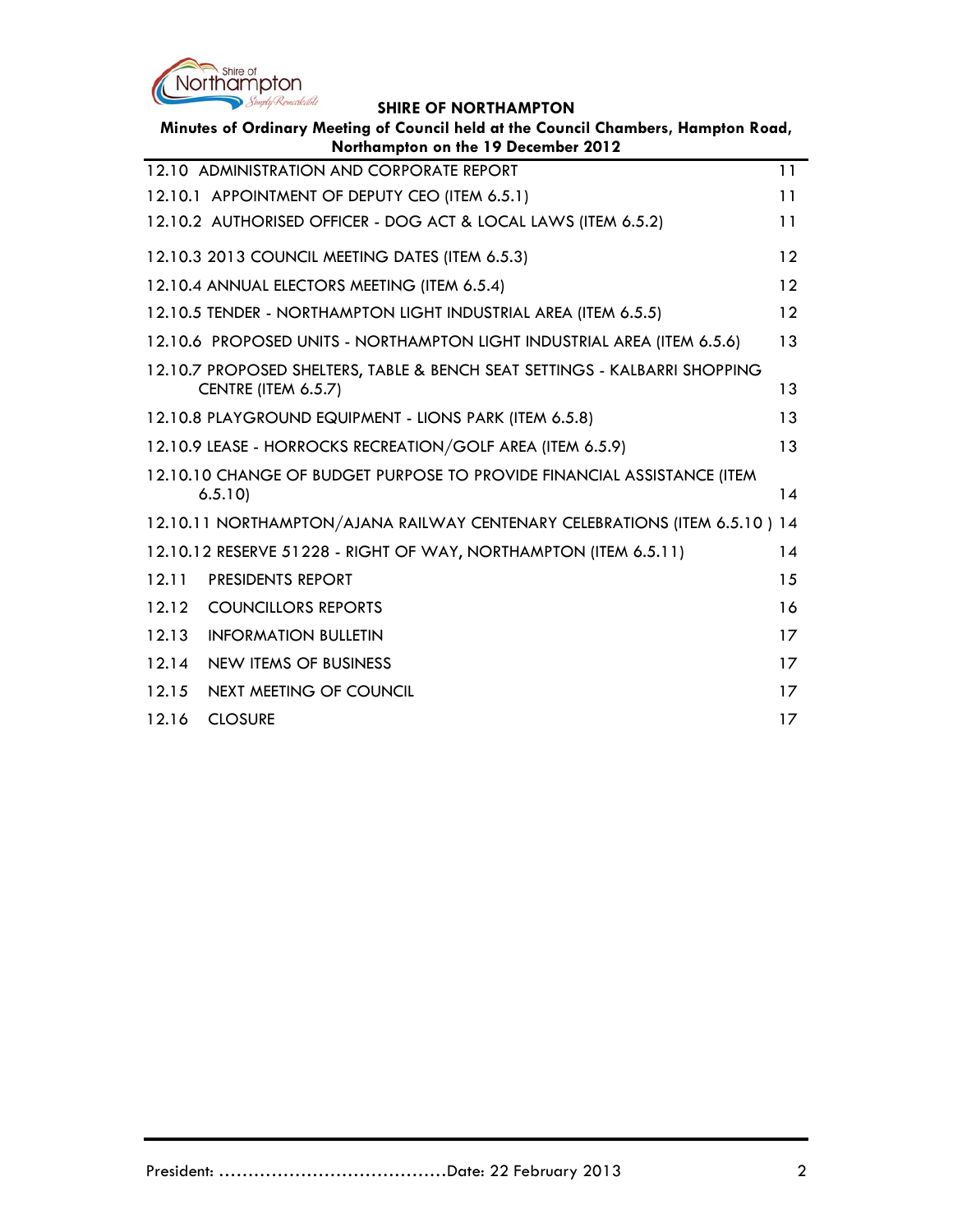| | |
|---|---|
| 12.10 ADMINISTRATION AND CORPORATE REPORT | 11 |
| 12.10.1 APPOINTMENT OF DEPUTY CEO (ITEM 6.5.1) | 11 |
| 12.10.2 AUTHORISED OFFICER - DOG ACT & LOCAL LAWS (ITEM 6.5.2) | 11 |
| 12.10.3 2013 COUNCIL MEETING DATES (ITEM 6.5.3) | 12 |
| 12.10.4 ANNUAL ELECTORS MEETING (ITEM 6.5.4) | 12 |
| 12.10.5 TENDER - NORTHAMPTON LIGHT INDUSTRIAL AREA (ITEM 6.5.5) | 12 |
| 12.10.6 PROPOSED UNITS - NORTHAMPTON LIGHT INDUSTRIAL AREA (ITEM 6.5.6) | 13 |
| 12.10.7 PROPOSED SHELTERS, TABLE & BENCH SEAT SETTINGS - KALBARRI SHOPPING CENTRE (ITEM 6.5.7) | 13 |
| 12.10.8 PLAYGROUND EQUIPMENT - LIONS PARK (ITEM 6.5.8) | 13 |
| 12.10.9 LEASE - HORROCKS RECREATION/GOLF AREA (ITEM 6.5.9) | 13 |
| 12.10.10 CHANGE OF BUDGET PURPOSE TO PROVIDE FINANCIAL ASSISTANCE (ITEM 6.5.10) | 14 |
| 12.10.11 NORTHAMPTON/AJANA RAILWAY CENTENARY CELEBRATIONS (ITEM 6.5.10 ) | 14 |
| 12.10.12 RESERVE 51228 - RIGHT OF WAY, NORTHAMPTON (ITEM 6.5.11) | 14 |
| 12.11 PRESIDENTS REPORT | 15 |
| 12.12 COUNCILLORS REPORTS | 16 |
| 12.13 INFORMATION BULLETIN | 17 |
| 12.14 NEW ITEMS OF BUSINESS | 17 |
| 12.15 NEXT MEETING OF COUNCIL | 17 |
| 12.16 CLOSURE | 17 |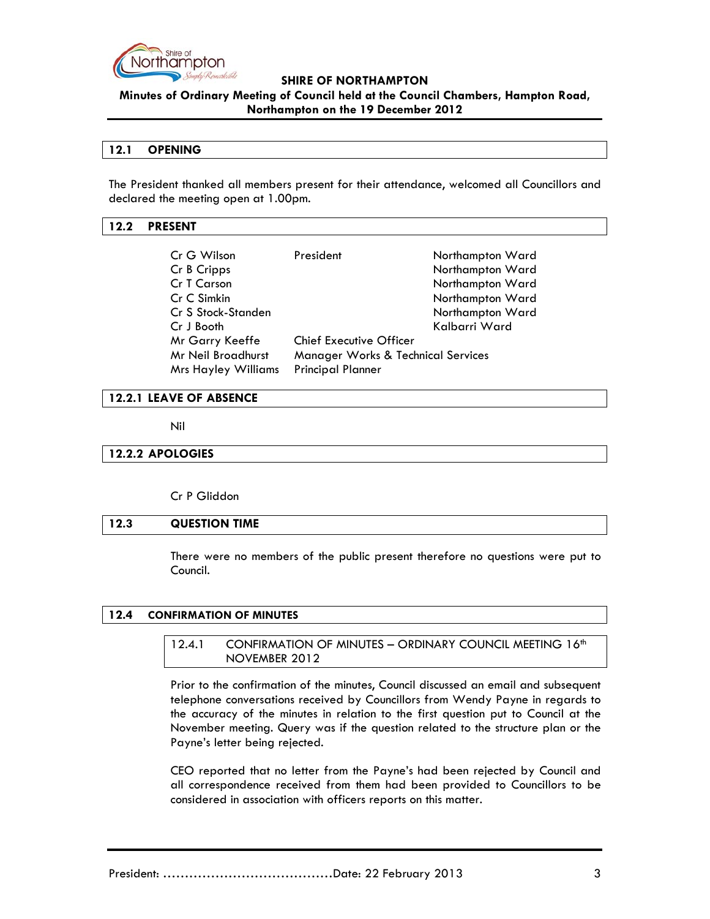## 12.1 OPENING

The President thanked all members present for their attendance, welcomed all Councillors and declared the meeting open at 1.00pm.

## 12.2 PRESENT

| | | |
|---|---|---|
| Cr G Wilson | President | Northampton Ward |
| Cr B Cripps | | Northampton Ward |
| Cr T Carson | | Northampton Ward |
| Cr C Simkin | | Northampton Ward |
| Cr S Stock-Standen | | Northampton Ward |
| Cr J Booth | | Kalbarri Ward |
| Mr Garry Keeffe | Chief Executive Officer | |
| Mr Neil Broadhurst | Manager Works & Technical Services | |
| Mrs Hayley Williams | Principal Planner | |

### 12.2.1 LEAVE OF ABSENCE

Nil

### 12.2.2 APOLOGIES

Cr P Gliddon

## 12.3 QUESTION TIME

There were no members of the public present therefore no questions were put to Council.

## 12.4 CONFIRMATION OF MINUTES

### 12.4.1 CONFIRMATION OF MINUTES – ORDINARY COUNCIL MEETING 16th NOVEMBER 2012

Prior to the confirmation of the minutes, Council discussed an email and subsequent telephone conversations received by Councillors from Wendy Payne in regards to the accuracy of the minutes in relation to the first question put to Council at the November meeting. Query was if the question related to the structure plan or the Payne's letter being rejected.

CEO reported that no letter from the Payne's had been rejected by Council and all correspondence received from them had been provided to Councillors to be considered in association with officers reports on this matter.

President: ……………………………………Date: 22 February 2013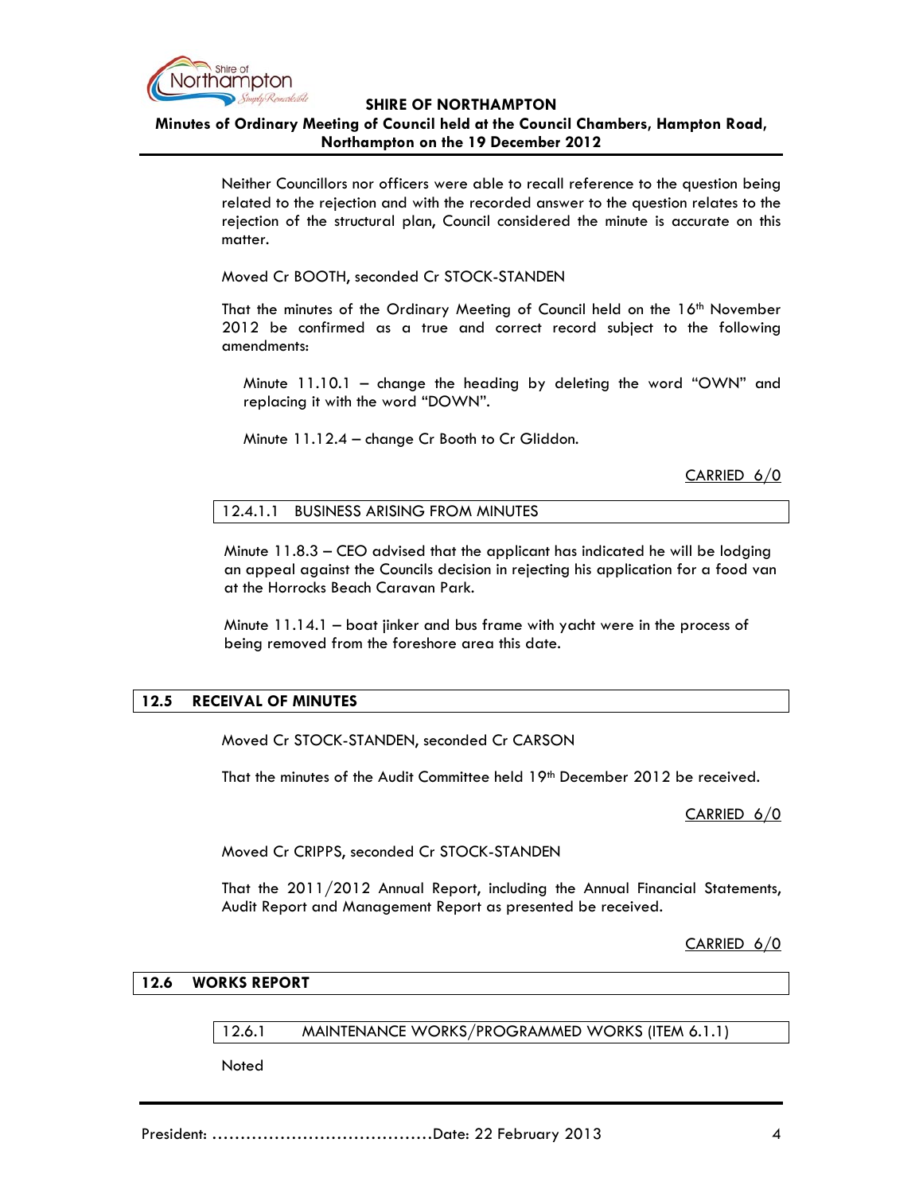Neither Councillors nor officers were able to recall reference to the question being related to the rejection and with the recorded answer to the question relates to the rejection of the structural plan, Council considered the minute is accurate on this matter.

Moved Cr BOOTH, seconded Cr STOCK-STANDEN

That the minutes of the Ordinary Meeting of Council held on the 16th November 2012 be confirmed as a true and correct record subject to the following amendments:

Minute 11.10.1 – change the heading by deleting the word "OWN" and replacing it with the word "DOWN".

Minute 11.12.4 – change Cr Booth to Cr Gliddon.

CARRIED 6/0

### 12.4.1.1 BUSINESS ARISING FROM MINUTES

Minute 11.8.3 – CEO advised that the applicant has indicated he will be lodging an appeal against the Councils decision in rejecting his application for a food van at the Horrocks Beach Caravan Park.

Minute 11.14.1 – boat jinker and bus frame with yacht were in the process of being removed from the foreshore area this date.

## 12.5 RECEIVAL OF MINUTES

Moved Cr STOCK-STANDEN, seconded Cr CARSON

That the minutes of the Audit Committee held 19th December 2012 be received.

CARRIED 6/0

Moved Cr CRIPPS, seconded Cr STOCK-STANDEN

That the 2011/2012 Annual Report, including the Annual Financial Statements, Audit Report and Management Report as presented be received.

CARRIED 6/0

## 12.6 WORKS REPORT

### 12.6.1 MAINTENANCE WORKS/PROGRAMMED WORKS (ITEM 6.1.1)

Noted

President: ......................................Date: 22 February 2013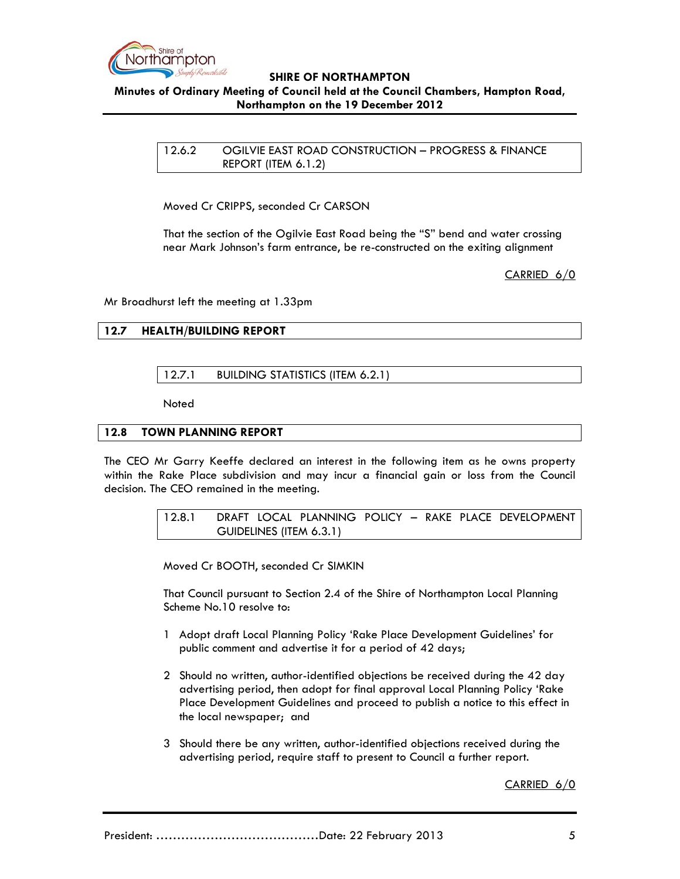### 12.6.2 OGILVIE EAST ROAD CONSTRUCTION – PROGRESS & FINANCE REPORT (ITEM 6.1.2)

Moved Cr CRIPPS, seconded Cr CARSON

That the section of the Ogilvie East Road being the "S" bend and water crossing near Mark Johnson's farm entrance, be re-constructed on the exiting alignment

CARRIED 6/0

Mr Broadhurst left the meeting at 1.33pm

## 12.7 HEALTH/BUILDING REPORT

### 12.7.1 BUILDING STATISTICS (ITEM 6.2.1)

Noted

## 12.8 TOWN PLANNING REPORT

The CEO Mr Garry Keeffe declared an interest in the following item as he owns property within the Rake Place subdivision and may incur a financial gain or loss from the Council decision. The CEO remained in the meeting.

### 12.8.1 DRAFT LOCAL PLANNING POLICY – RAKE PLACE DEVELOPMENT GUIDELINES (ITEM 6.3.1)

Moved Cr BOOTH, seconded Cr SIMKIN

That Council pursuant to Section 2.4 of the Shire of Northampton Local Planning Scheme No.10 resolve to:

1. Adopt draft Local Planning Policy 'Rake Place Development Guidelines' for public comment and advertise it for a period of 42 days;

2. Should no written, author-identified objections be received during the 42 day advertising period, then adopt for final approval Local Planning Policy 'Rake Place Development Guidelines and proceed to publish a notice to this effect in the local newspaper; and

3. Should there be any written, author-identified objections received during the advertising period, require staff to present to Council a further report.

CARRIED 6/0

President: ......................................Date: 22 February 2013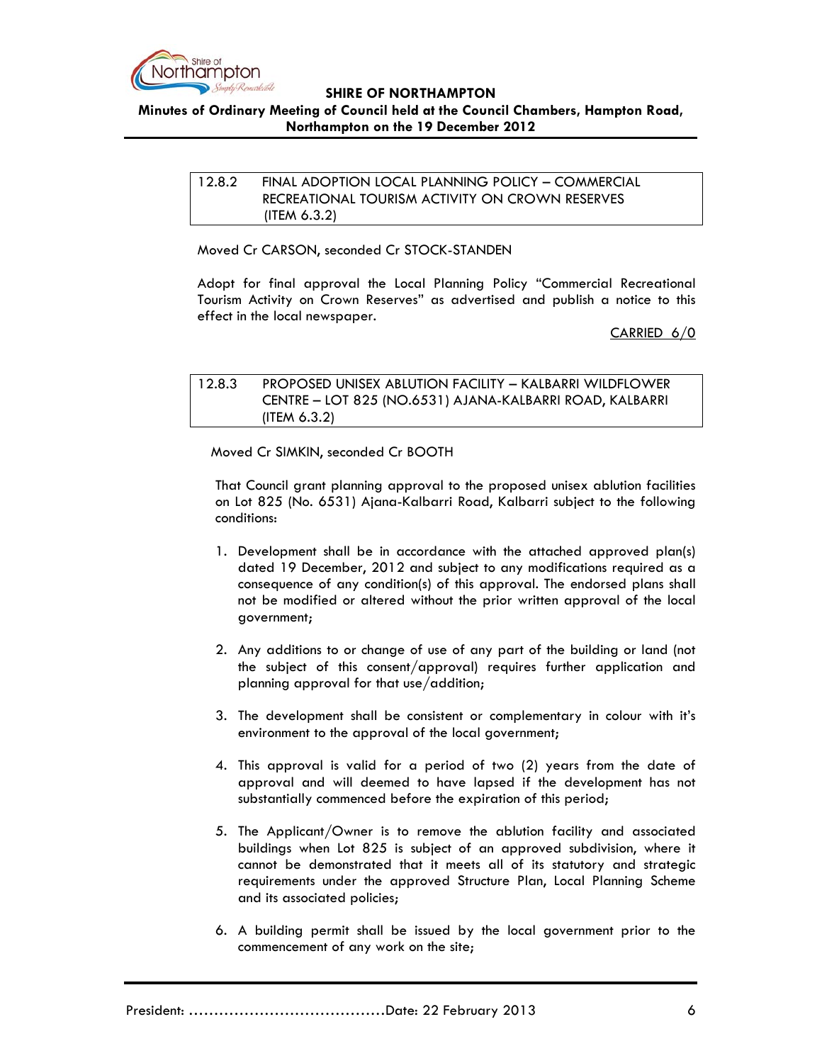### 12.8.2 FINAL ADOPTION LOCAL PLANNING POLICY – COMMERCIAL RECREATIONAL TOURISM ACTIVITY ON CROWN RESERVES (ITEM 6.3.2)

Moved Cr CARSON, seconded Cr STOCK-STANDEN

Adopt for final approval the Local Planning Policy "Commercial Recreational Tourism Activity on Crown Reserves" as advertised and publish a notice to this effect in the local newspaper.

CARRIED 6/0

### 12.8.3 PROPOSED UNISEX ABLUTION FACILITY – KALBARRI WILDFLOWER CENTRE – LOT 825 (NO.6531) AJANA-KALBARRI ROAD, KALBARRI (ITEM 6.3.2)

Moved Cr SIMKIN, seconded Cr BOOTH

That Council grant planning approval to the proposed unisex ablution facilities on Lot 825 (No. 6531) Ajana-Kalbarri Road, Kalbarri subject to the following conditions:

1. Development shall be in accordance with the attached approved plan(s) dated 19 December, 2012 and subject to any modifications required as a consequence of any condition(s) of this approval. The endorsed plans shall not be modified or altered without the prior written approval of the local government;

2. Any additions to or change of use of any part of the building or land (not the subject of this consent/approval) requires further application and planning approval for that use/addition;

3. The development shall be consistent or complementary in colour with it's environment to the approval of the local government;

4. This approval is valid for a period of two (2) years from the date of approval and will deemed to have lapsed if the development has not substantially commenced before the expiration of this period;

5. The Applicant/Owner is to remove the ablution facility and associated buildings when Lot 825 is subject of an approved subdivision, where it cannot be demonstrated that it meets all of its statutory and strategic requirements under the approved Structure Plan, Local Planning Scheme and its associated policies;

6. A building permit shall be issued by the local government prior to the commencement of any work on the site;

President: …………………………………Date: 22 February 2013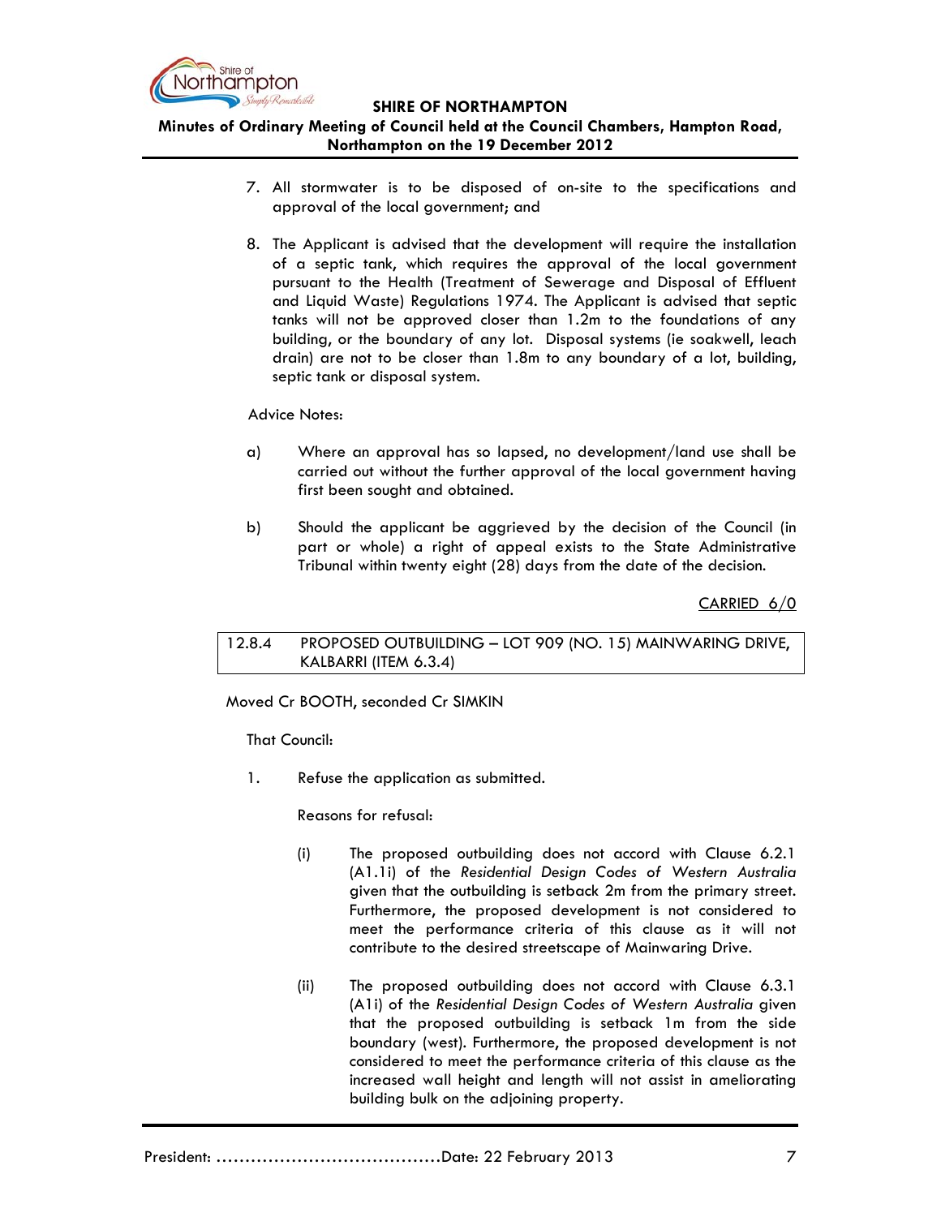7. All stormwater is to be disposed of on-site to the specifications and approval of the local government; and

8. The Applicant is advised that the development will require the installation of a septic tank, which requires the approval of the local government pursuant to the Health (Treatment of Sewerage and Disposal of Effluent and Liquid Waste) Regulations 1974. The Applicant is advised that septic tanks will not be approved closer than 1.2m to the foundations of any building, or the boundary of any lot. Disposal systems (ie soakwell, leach drain) are not to be closer than 1.8m to any boundary of a lot, building, septic tank or disposal system.

Advice Notes:

a) Where an approval has so lapsed, no development/land use shall be carried out without the further approval of the local government having first been sought and obtained.

b) Should the applicant be aggrieved by the decision of the Council (in part or whole) a right of appeal exists to the State Administrative Tribunal within twenty eight (28) days from the date of the decision.

<u>CARRIED 6/0</u>

## 12.8.4 PROPOSED OUTBUILDING – LOT 909 (NO. 15) MAINWARING DRIVE, KALBARRI (ITEM 6.3.4)

Moved Cr BOOTH, seconded Cr SIMKIN

That Council:

1. Refuse the application as submitted.

   Reasons for refusal:

   (i) The proposed outbuilding does not accord with Clause 6.2.1 (A1.1i) of the *Residential Design Codes of Western Australia* given that the outbuilding is setback 2m from the primary street. Furthermore, the proposed development is not considered to meet the performance criteria of this clause as it will not contribute to the desired streetscape of Mainwaring Drive.

   (ii) The proposed outbuilding does not accord with Clause 6.3.1 (A1i) of the *Residential Design Codes of Western Australia* given that the proposed outbuilding is setback 1m from the side boundary (west). Furthermore, the proposed development is not considered to meet the performance criteria of this clause as the increased wall height and length will not assist in ameliorating building bulk on the adjoining property.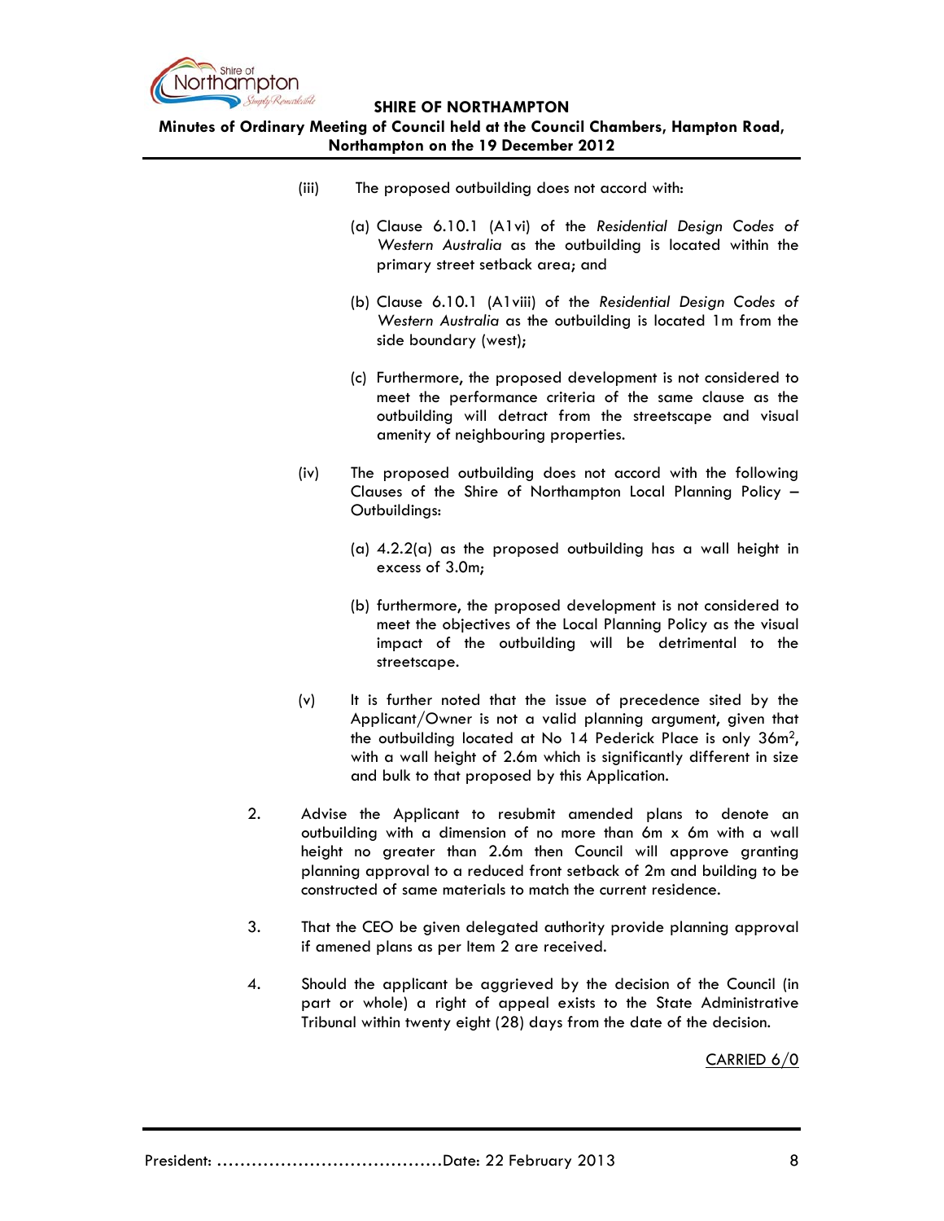(iii) The proposed outbuilding does not accord with:

  (a) Clause 6.10.1 (A1vi) of the *Residential Design Codes of Western Australia* as the outbuilding is located within the primary street setback area; and

  (b) Clause 6.10.1 (A1viii) of the *Residential Design Codes of Western Australia* as the outbuilding is located 1m from the side boundary (west);

  (c) Furthermore, the proposed development is not considered to meet the performance criteria of the same clause as the outbuilding will detract from the streetscape and visual amenity of neighbouring properties.

(iv) The proposed outbuilding does not accord with the following Clauses of the Shire of Northampton Local Planning Policy – Outbuildings:

  (a) 4.2.2(a) as the proposed outbuilding has a wall height in excess of 3.0m;

  (b) furthermore, the proposed development is not considered to meet the objectives of the Local Planning Policy as the visual impact of the outbuilding will be detrimental to the streetscape.

(v) It is further noted that the issue of precedence sited by the Applicant/Owner is not a valid planning argument, given that the outbuilding located at No 14 Pederick Place is only 36m$^2$, with a wall height of 2.6m which is significantly different in size and bulk to that proposed by this Application.

2. Advise the Applicant to resubmit amended plans to denote an outbuilding with a dimension of no more than 6m x 6m with a wall height no greater than 2.6m then Council will approve granting planning approval to a reduced front setback of 2m and building to be constructed of same materials to match the current residence.

3. That the CEO be given delegated authority provide planning approval if amened plans as per Item 2 are received.

4. Should the applicant be aggrieved by the decision of the Council (in part or whole) a right of appeal exists to the State Administrative Tribunal within twenty eight (28) days from the date of the decision.

<u>CARRIED 6/0</u>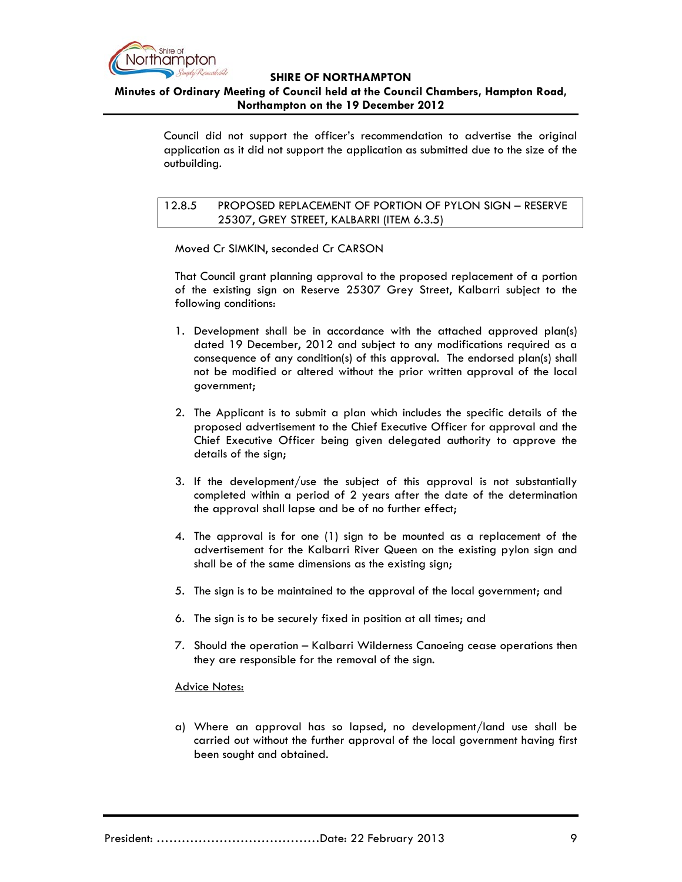Council did not support the officer's recommendation to advertise the original application as it did not support the application as submitted due to the size of the outbuilding.

### 12.8.5 PROPOSED REPLACEMENT OF PORTION OF PYLON SIGN – RESERVE 25307, GREY STREET, KALBARRI (ITEM 6.3.5)

Moved Cr SIMKIN, seconded Cr CARSON

That Council grant planning approval to the proposed replacement of a portion of the existing sign on Reserve 25307 Grey Street, Kalbarri subject to the following conditions:

1. Development shall be in accordance with the attached approved plan(s) dated 19 December, 2012 and subject to any modifications required as a consequence of any condition(s) of this approval. The endorsed plan(s) shall not be modified or altered without the prior written approval of the local government;

2. The Applicant is to submit a plan which includes the specific details of the proposed advertisement to the Chief Executive Officer for approval and the Chief Executive Officer being given delegated authority to approve the details of the sign;

3. If the development/use the subject of this approval is not substantially completed within a period of 2 years after the date of the determination the approval shall lapse and be of no further effect;

4. The approval is for one (1) sign to be mounted as a replacement of the advertisement for the Kalbarri River Queen on the existing pylon sign and shall be of the same dimensions as the existing sign;

5. The sign is to be maintained to the approval of the local government; and

6. The sign is to be securely fixed in position at all times; and

7. Should the operation – Kalbarri Wilderness Canoeing cease operations then they are responsible for the removal of the sign.

<u>Advice Notes:</u>

a) Where an approval has so lapsed, no development/land use shall be carried out without the further approval of the local government having first been sought and obtained.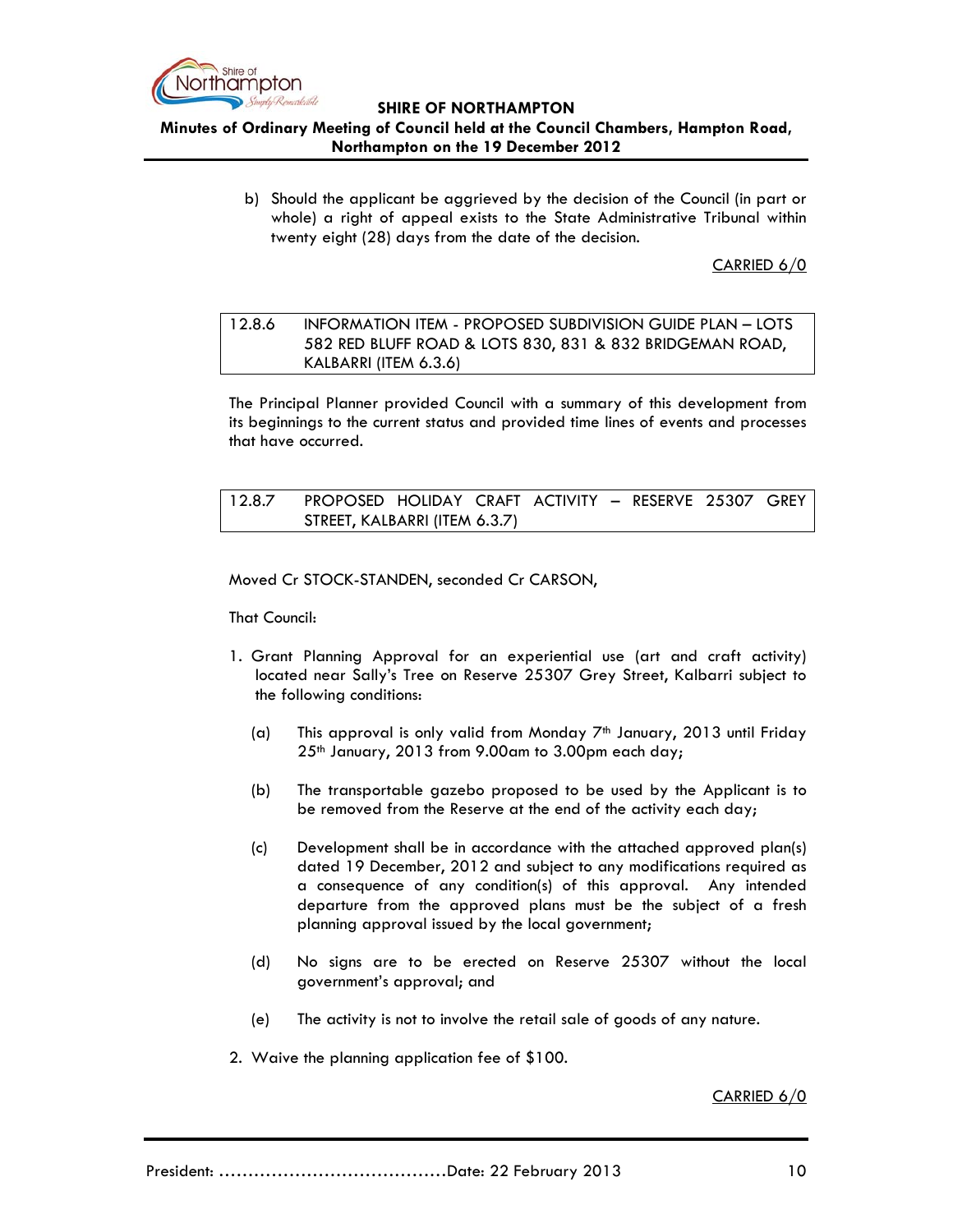b) Should the applicant be aggrieved by the decision of the Council (in part or whole) a right of appeal exists to the State Administrative Tribunal within twenty eight (28) days from the date of the decision.

CARRIED 6/0

| 12.8.6 | INFORMATION ITEM - PROPOSED SUBDIVISION GUIDE PLAN – LOTS 582 RED BLUFF ROAD & LOTS 830, 831 & 832 BRIDGEMAN ROAD, KALBARRI (ITEM 6.3.6) |
|---|---|

The Principal Planner provided Council with a summary of this development from its beginnings to the current status and provided time lines of events and processes that have occurred.

| 12.8.7 | PROPOSED HOLIDAY CRAFT ACTIVITY – RESERVE 25307 GREY STREET, KALBARRI (ITEM 6.3.7) |
|---|---|

Moved Cr STOCK-STANDEN, seconded Cr CARSON,

That Council:

1. Grant Planning Approval for an experiential use (art and craft activity) located near Sally's Tree on Reserve 25307 Grey Street, Kalbarri subject to the following conditions:

   (a) This approval is only valid from Monday 7th January, 2013 until Friday 25th January, 2013 from 9.00am to 3.00pm each day;

   (b) The transportable gazebo proposed to be used by the Applicant is to be removed from the Reserve at the end of the activity each day;

   (c) Development shall be in accordance with the attached approved plan(s) dated 19 December, 2012 and subject to any modifications required as a consequence of any condition(s) of this approval. Any intended departure from the approved plans must be the subject of a fresh planning approval issued by the local government;

   (d) No signs are to be erected on Reserve 25307 without the local government's approval; and

   (e) The activity is not to involve the retail sale of goods of any nature.

2. Waive the planning application fee of $100.

CARRIED 6/0

President: .......................................Date: 22 February 2013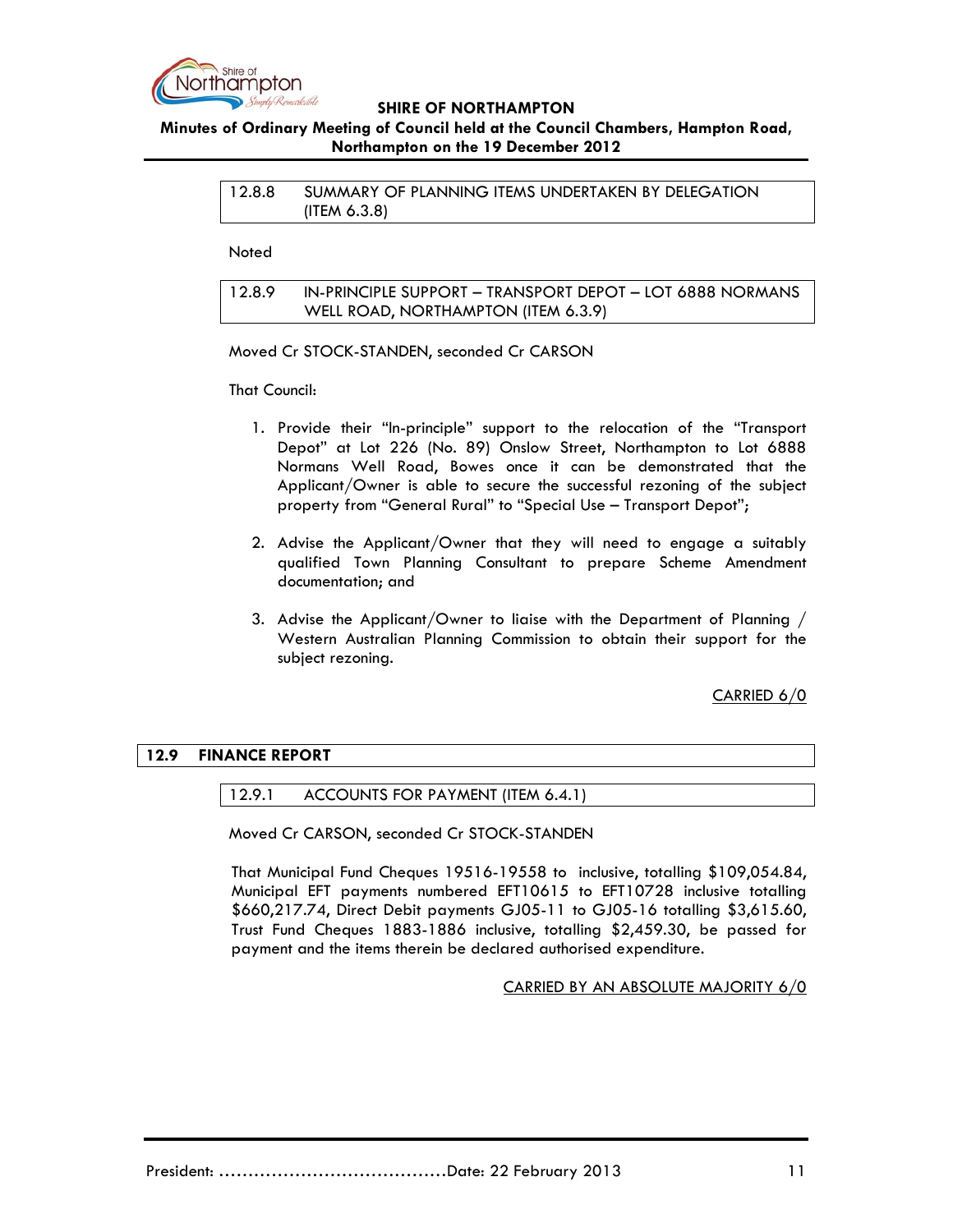### 12.8.8 SUMMARY OF PLANNING ITEMS UNDERTAKEN BY DELEGATION (ITEM 6.3.8)

Noted

### 12.8.9 IN-PRINCIPLE SUPPORT – TRANSPORT DEPOT – LOT 6888 NORMANS WELL ROAD, NORTHAMPTON (ITEM 6.3.9)

Moved Cr STOCK-STANDEN, seconded Cr CARSON

That Council:

1. Provide their "In-principle" support to the relocation of the "Transport Depot" at Lot 226 (No. 89) Onslow Street, Northampton to Lot 6888 Normans Well Road, Bowes once it can be demonstrated that the Applicant/Owner is able to secure the successful rezoning of the subject property from "General Rural" to "Special Use – Transport Depot";

2. Advise the Applicant/Owner that they will need to engage a suitably qualified Town Planning Consultant to prepare Scheme Amendment documentation; and

3. Advise the Applicant/Owner to liaise with the Department of Planning / Western Australian Planning Commission to obtain their support for the subject rezoning.

CARRIED 6/0

## 12.9 FINANCE REPORT

### 12.9.1 ACCOUNTS FOR PAYMENT (ITEM 6.4.1)

Moved Cr CARSON, seconded Cr STOCK-STANDEN

That Municipal Fund Cheques 19516-19558 to inclusive, totalling $109,054.84, Municipal EFT payments numbered EFT10615 to EFT10728 inclusive totalling $660,217.74, Direct Debit payments GJ05-11 to GJ05-16 totalling $3,615.60, Trust Fund Cheques 1883-1886 inclusive, totalling $2,459.30, be passed for payment and the items therein be declared authorised expenditure.

CARRIED BY AN ABSOLUTE MAJORITY 6/0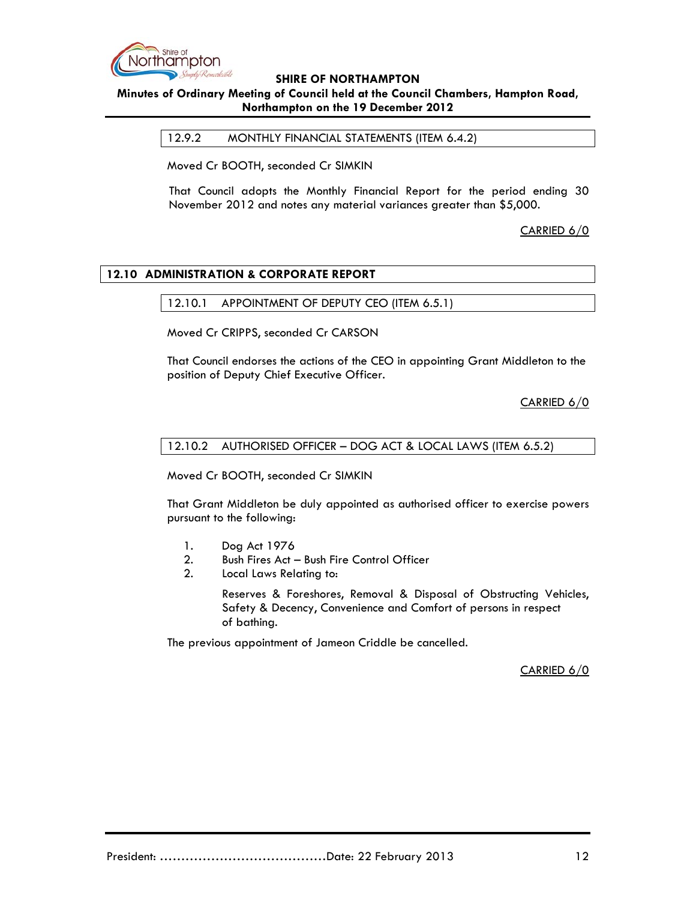### 12.9.2 MONTHLY FINANCIAL STATEMENTS (ITEM 6.4.2)

Moved Cr BOOTH, seconded Cr SIMKIN

That Council adopts the Monthly Financial Report for the period ending 30 November 2012 and notes any material variances greater than $5,000.

CARRIED 6/0

## 12.10 ADMINISTRATION & CORPORATE REPORT

### 12.10.1 APPOINTMENT OF DEPUTY CEO (ITEM 6.5.1)

Moved Cr CRIPPS, seconded Cr CARSON

That Council endorses the actions of the CEO in appointing Grant Middleton to the position of Deputy Chief Executive Officer.

CARRIED 6/0

### 12.10.2 AUTHORISED OFFICER – DOG ACT & LOCAL LAWS (ITEM 6.5.2)

Moved Cr BOOTH, seconded Cr SIMKIN

That Grant Middleton be duly appointed as authorised officer to exercise powers pursuant to the following:

1. Dog Act 1976
2. Bush Fires Act – Bush Fire Control Officer
2. Local Laws Relating to:

   Reserves & Foreshores, Removal & Disposal of Obstructing Vehicles, Safety & Decency, Convenience and Comfort of persons in respect of bathing.

The previous appointment of Jameon Criddle be cancelled.

CARRIED 6/0

President: ……………………………………Date: 22 February 2013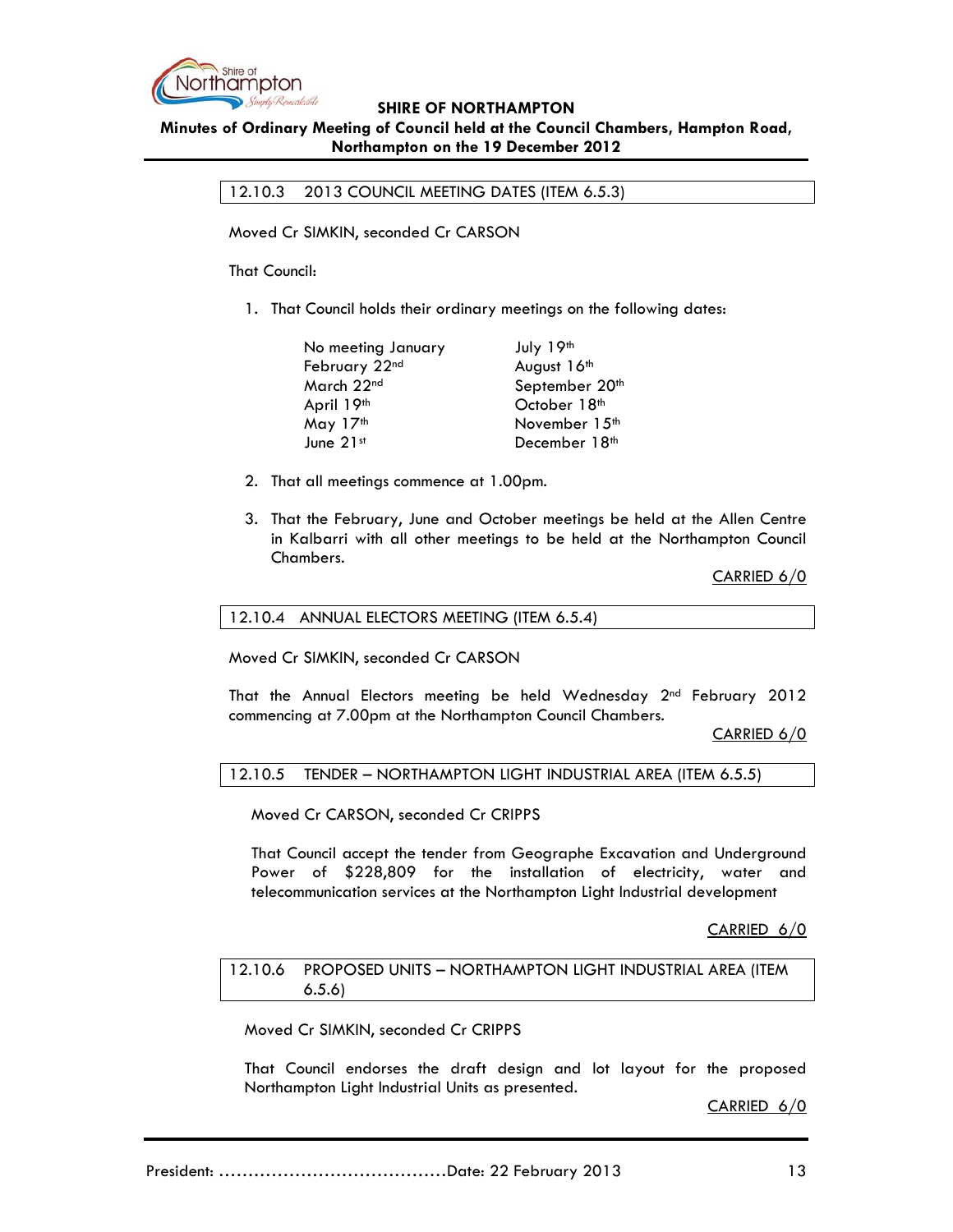## 12.10.3 2013 COUNCIL MEETING DATES (ITEM 6.5.3)

Moved Cr SIMKIN, seconded Cr CARSON

That Council:

1. That Council holds their ordinary meetings on the following dates:

| | |
|---|---|
| No meeting January | July 19th |
| February 22nd | August 16th |
| March 22nd | September 20th |
| April 19th | October 18th |
| May 17th | November 15th |
| June 21st | December 18th |

2. That all meetings commence at 1.00pm.

3. That the February, June and October meetings be held at the Allen Centre in Kalbarri with all other meetings to be held at the Northampton Council Chambers.

CARRIED 6/0

## 12.10.4 ANNUAL ELECTORS MEETING (ITEM 6.5.4)

Moved Cr SIMKIN, seconded Cr CARSON

That the Annual Electors meeting be held Wednesday 2nd February 2012 commencing at 7.00pm at the Northampton Council Chambers.

CARRIED 6/0

## 12.10.5 TENDER – NORTHAMPTON LIGHT INDUSTRIAL AREA (ITEM 6.5.5)

Moved Cr CARSON, seconded Cr CRIPPS

That Council accept the tender from Geographe Excavation and Underground Power of $228,809 for the installation of electricity, water and telecommunication services at the Northampton Light Industrial development

CARRIED 6/0

## 12.10.6 PROPOSED UNITS – NORTHAMPTON LIGHT INDUSTRIAL AREA (ITEM 6.5.6)

Moved Cr SIMKIN, seconded Cr CRIPPS

That Council endorses the draft design and lot layout for the proposed Northampton Light Industrial Units as presented.

CARRIED 6/0

President: .......................................Date: 22 February 2013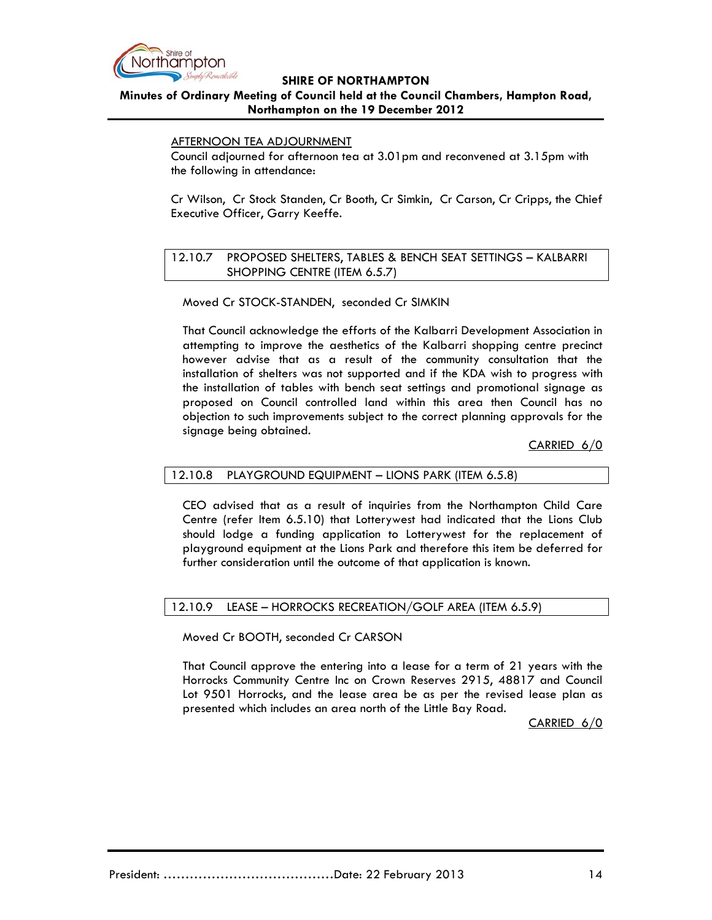AFTERNOON TEA ADJOURNMENT

Council adjourned for afternoon tea at 3.01pm and reconvened at 3.15pm with the following in attendance:

Cr Wilson, Cr Stock Standen, Cr Booth, Cr Simkin, Cr Carson, Cr Cripps, the Chief Executive Officer, Garry Keeffe.

## 12.10.7 PROPOSED SHELTERS, TABLES & BENCH SEAT SETTINGS – KALBARRI SHOPPING CENTRE (ITEM 6.5.7)

Moved Cr STOCK-STANDEN, seconded Cr SIMKIN

That Council acknowledge the efforts of the Kalbarri Development Association in attempting to improve the aesthetics of the Kalbarri shopping centre precinct however advise that as a result of the community consultation that the installation of shelters was not supported and if the KDA wish to progress with the installation of tables with bench seat settings and promotional signage as proposed on Council controlled land within this area then Council has no objection to such improvements subject to the correct planning approvals for the signage being obtained.

CARRIED 6/0

## 12.10.8 PLAYGROUND EQUIPMENT – LIONS PARK (ITEM 6.5.8)

CEO advised that as a result of inquiries from the Northampton Child Care Centre (refer Item 6.5.10) that Lotterywest had indicated that the Lions Club should lodge a funding application to Lotterywest for the replacement of playground equipment at the Lions Park and therefore this item be deferred for further consideration until the outcome of that application is known.

## 12.10.9 LEASE – HORROCKS RECREATION/GOLF AREA (ITEM 6.5.9)

Moved Cr BOOTH, seconded Cr CARSON

That Council approve the entering into a lease for a term of 21 years with the Horrocks Community Centre Inc on Crown Reserves 2915, 48817 and Council Lot 9501 Horrocks, and the lease area be as per the revised lease plan as presented which includes an area north of the Little Bay Road.

CARRIED 6/0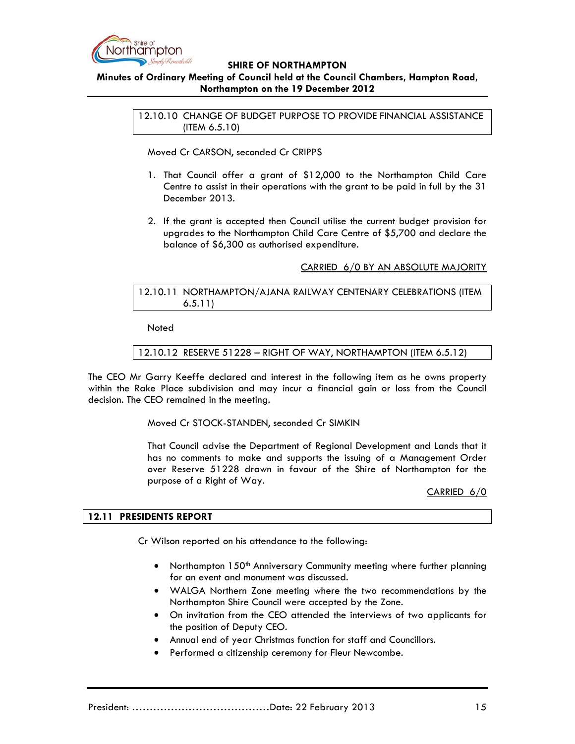### 12.10.10 CHANGE OF BUDGET PURPOSE TO PROVIDE FINANCIAL ASSISTANCE (ITEM 6.5.10)

Moved Cr CARSON, seconded Cr CRIPPS

1. That Council offer a grant of $12,000 to the Northampton Child Care Centre to assist in their operations with the grant to be paid in full by the 31 December 2013.

2. If the grant is accepted then Council utilise the current budget provision for upgrades to the Northampton Child Care Centre of $5,700 and declare the balance of $6,300 as authorised expenditure.

CARRIED 6/0 BY AN ABSOLUTE MAJORITY

### 12.10.11 NORTHAMPTON/AJANA RAILWAY CENTENARY CELEBRATIONS (ITEM 6.5.11)

Noted

### 12.10.12 RESERVE 51228 – RIGHT OF WAY, NORTHAMPTON (ITEM 6.5.12)

The CEO Mr Garry Keeffe declared and interest in the following item as he owns property within the Rake Place subdivision and may incur a financial gain or loss from the Council decision. The CEO remained in the meeting.

Moved Cr STOCK-STANDEN, seconded Cr SIMKIN

That Council advise the Department of Regional Development and Lands that it has no comments to make and supports the issuing of a Management Order over Reserve 51228 drawn in favour of the Shire of Northampton for the purpose of a Right of Way.

CARRIED 6/0

## 12.11 PRESIDENTS REPORT

Cr Wilson reported on his attendance to the following:

- Northampton 150th Anniversary Community meeting where further planning for an event and monument was discussed.
- WALGA Northern Zone meeting where the two recommendations by the Northampton Shire Council were accepted by the Zone.
- On invitation from the CEO attended the interviews of two applicants for the position of Deputy CEO.
- Annual end of year Christmas function for staff and Councillors.
- Performed a citizenship ceremony for Fleur Newcombe.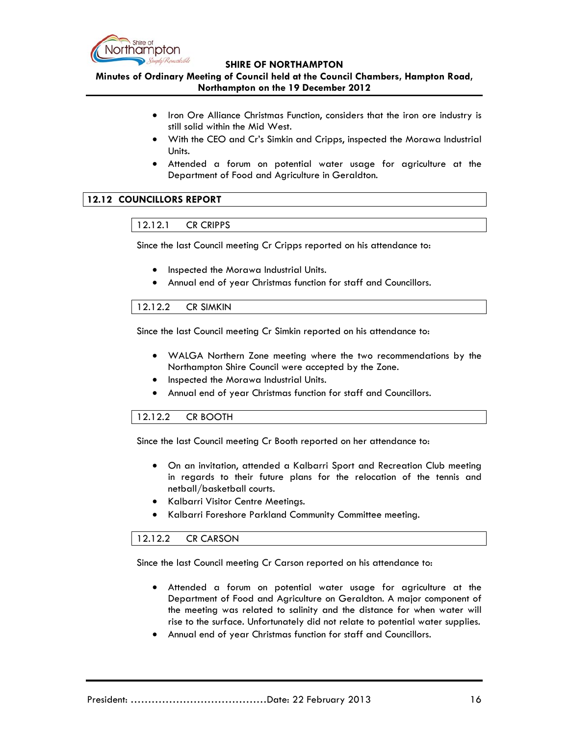- Iron Ore Alliance Christmas Function, considers that the iron ore industry is still solid within the Mid West.
- With the CEO and Cr's Simkin and Cripps, inspected the Morawa Industrial Units.
- Attended a forum on potential water usage for agriculture at the Department of Food and Agriculture in Geraldton.

## 12.12 COUNCILLORS REPORT

### 12.12.1 CR CRIPPS

Since the last Council meeting Cr Cripps reported on his attendance to:

- Inspected the Morawa Industrial Units.
- Annual end of year Christmas function for staff and Councillors.

### 12.12.2 CR SIMKIN

Since the last Council meeting Cr Simkin reported on his attendance to:

- WALGA Northern Zone meeting where the two recommendations by the Northampton Shire Council were accepted by the Zone.
- Inspected the Morawa Industrial Units.
- Annual end of year Christmas function for staff and Councillors.

### 12.12.2 CR BOOTH

Since the last Council meeting Cr Booth reported on her attendance to:

- On an invitation, attended a Kalbarri Sport and Recreation Club meeting in regards to their future plans for the relocation of the tennis and netball/basketball courts.
- Kalbarri Visitor Centre Meetings.
- Kalbarri Foreshore Parkland Community Committee meeting.

### 12.12.2 CR CARSON

Since the last Council meeting Cr Carson reported on his attendance to:

- Attended a forum on potential water usage for agriculture at the Department of Food and Agriculture on Geraldton. A major component of the meeting was related to salinity and the distance for when water will rise to the surface. Unfortunately did not relate to potential water supplies.
- Annual end of year Christmas function for staff and Councillors.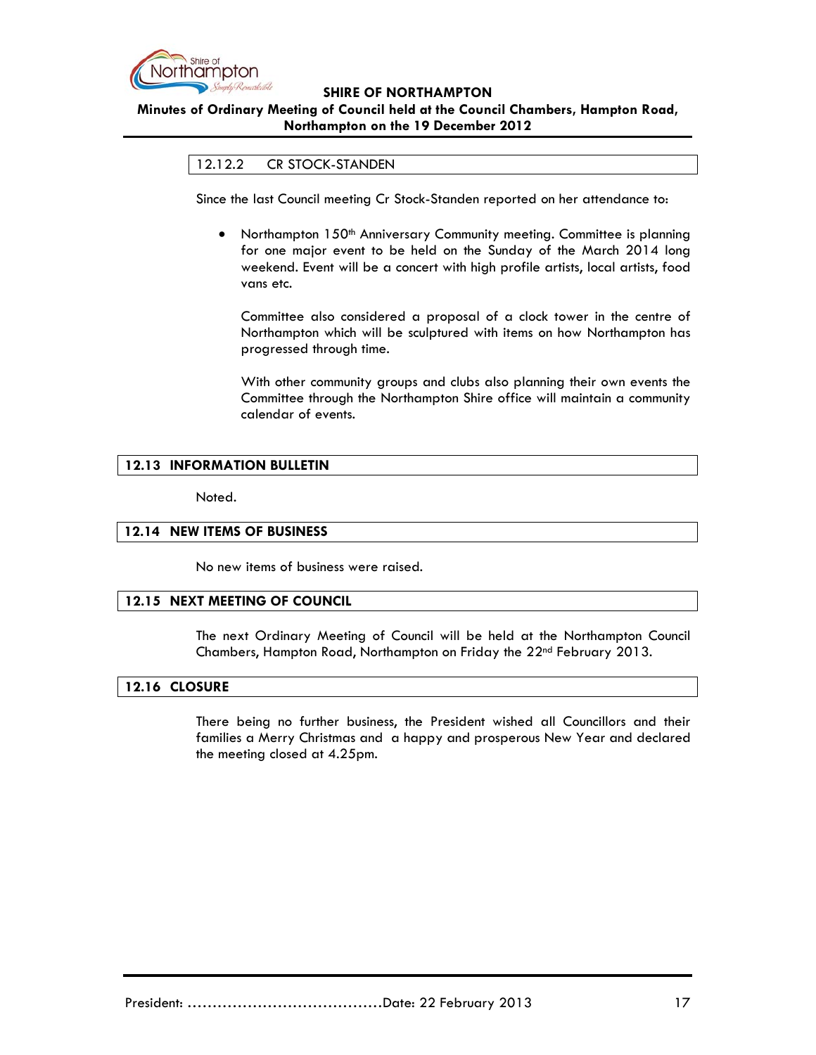### 12.12.2 CR STOCK-STANDEN

Since the last Council meeting Cr Stock-Standen reported on her attendance to:

- Northampton 150th Anniversary Community meeting. Committee is planning for one major event to be held on the Sunday of the March 2014 long weekend. Event will be a concert with high profile artists, local artists, food vans etc.

  Committee also considered a proposal of a clock tower in the centre of Northampton which will be sculptured with items on how Northampton has progressed through time.

  With other community groups and clubs also planning their own events the Committee through the Northampton Shire office will maintain a community calendar of events.

## 12.13 INFORMATION BULLETIN

Noted.

## 12.14 NEW ITEMS OF BUSINESS

No new items of business were raised.

## 12.15 NEXT MEETING OF COUNCIL

The next Ordinary Meeting of Council will be held at the Northampton Council Chambers, Hampton Road, Northampton on Friday the 22nd February 2013.

## 12.16 CLOSURE

There being no further business, the President wished all Councillors and their families a Merry Christmas and a happy and prosperous New Year and declared the meeting closed at 4.25pm.

President: ……………………………………Date: 22 February 2013